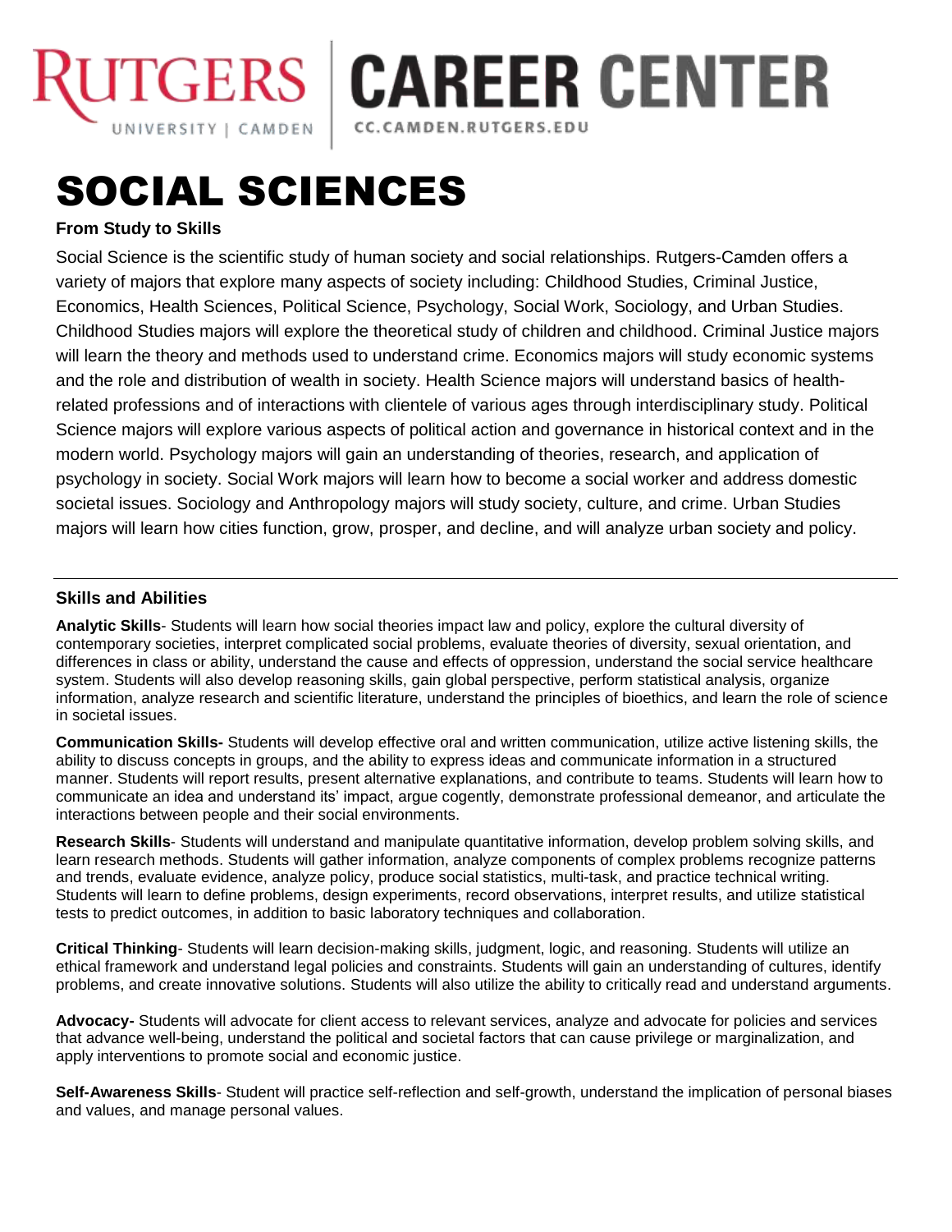RUTGERS UNIVERSITY | CAMDEN | CAREER CENTER CC.CAMDEN.RUTGERS.EDU

# SOCIAL SCIENCES

**From Study to Skills**

Social Science is the scientific study of human society and social relationships. Rutgers-Camden offers a variety of majors that explore many aspects of society including: Childhood Studies, Criminal Justice, Economics, Health Sciences, Political Science, Psychology, Social Work, Sociology, and Urban Studies. Childhood Studies majors will explore the theoretical study of children and childhood. Criminal Justice majors will learn the theory and methods used to understand crime. Economics majors will study economic systems and the role and distribution of wealth in society. Health Science majors will understand basics of health-related professions and of interactions with clientele of various ages through interdisciplinary study. Political Science majors will explore various aspects of political action and governance in historical context and in the modern world. Psychology majors will gain an understanding of theories, research, and application of psychology in society. Social Work majors will learn how to become a social worker and address domestic societal issues. Sociology and Anthropology majors will study society, culture, and crime. Urban Studies majors will learn how cities function, grow, prosper, and decline, and will analyze urban society and policy.

---

### Skills and Abilities

**Analytic Skills**- Students will learn how social theories impact law and policy, explore the cultural diversity of contemporary societies, interpret complicated social problems, evaluate theories of diversity, sexual orientation, and differences in class or ability, understand the cause and effects of oppression, understand the social service healthcare system. Students will also develop reasoning skills, gain global perspective, perform statistical analysis, organize information, analyze research and scientific literature, understand the principles of bioethics, and learn the role of science in societal issues.

**Communication Skills-** Students will develop effective oral and written communication, utilize active listening skills, the ability to discuss concepts in groups, and the ability to express ideas and communicate information in a structured manner. Students will report results, present alternative explanations, and contribute to teams. Students will learn how to communicate an idea and understand its' impact, argue cogently, demonstrate professional demeanor, and articulate the interactions between people and their social environments.

**Research Skills**- Students will understand and manipulate quantitative information, develop problem solving skills, and learn research methods. Students will gather information, analyze components of complex problems recognize patterns and trends, evaluate evidence, analyze policy, produce social statistics, multi-task, and practice technical writing. Students will learn to define problems, design experiments, record observations, interpret results, and utilize statistical tests to predict outcomes, in addition to basic laboratory techniques and collaboration.

**Critical Thinking**- Students will learn decision-making skills, judgment, logic, and reasoning. Students will utilize an ethical framework and understand legal policies and constraints. Students will gain an understanding of cultures, identify problems, and create innovative solutions. Students will also utilize the ability to critically read and understand arguments.

**Advocacy-** Students will advocate for client access to relevant services, analyze and advocate for policies and services that advance well-being, understand the political and societal factors that can cause privilege or marginalization, and apply interventions to promote social and economic justice.

**Self-Awareness Skills**- Student will practice self-reflection and self-growth, understand the implication of personal biases and values, and manage personal values.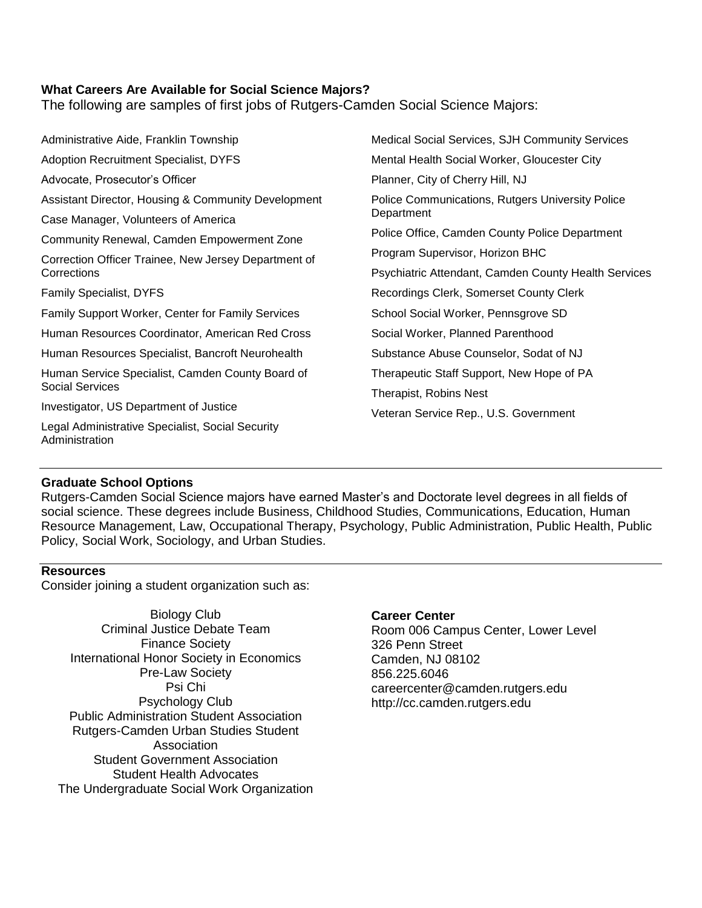**What Careers Are Available for Social Science Majors?**

The following are samples of first jobs of Rutgers-Camden Social Science Majors:

- Administrative Aide, Franklin Township
- Adoption Recruitment Specialist, DYFS
- Advocate, Prosecutor's Officer
- Assistant Director, Housing & Community Development
- Case Manager, Volunteers of America
- Community Renewal, Camden Empowerment Zone
- Correction Officer Trainee, New Jersey Department of Corrections
- Family Specialist, DYFS
- Family Support Worker, Center for Family Services
- Human Resources Coordinator, American Red Cross
- Human Resources Specialist, Bancroft Neurohealth
- Human Service Specialist, Camden County Board of Social Services
- Investigator, US Department of Justice
- Legal Administrative Specialist, Social Security Administration
- Medical Social Services, SJH Community Services
- Mental Health Social Worker, Gloucester City
- Planner, City of Cherry Hill, NJ
- Police Communications, Rutgers University Police Department
- Police Office, Camden County Police Department
- Program Supervisor, Horizon BHC
- Psychiatric Attendant, Camden County Health Services
- Recordings Clerk, Somerset County Clerk
- School Social Worker, Pennsgrove SD
- Social Worker, Planned Parenthood
- Substance Abuse Counselor, Sodat of NJ
- Therapeutic Staff Support, New Hope of PA
- Therapist, Robins Nest
- Veteran Service Rep., U.S. Government

---

**Graduate School Options**

Rutgers-Camden Social Science majors have earned Master's and Doctorate level degrees in all fields of social science. These degrees include Business, Childhood Studies, Communications, Education, Human Resource Management, Law, Occupational Therapy, Psychology, Public Administration, Public Health, Public Policy, Social Work, Sociology, and Urban Studies.

---

**Resources**

Consider joining a student organization such as:

- Biology Club
- Criminal Justice Debate Team
- Finance Society
- International Honor Society in Economics
- Pre-Law Society
- Psi Chi
- Psychology Club
- Public Administration Student Association
- Rutgers-Camden Urban Studies Student Association
- Student Government Association
- Student Health Advocates
- The Undergraduate Social Work Organization

**Career Center**

Room 006 Campus Center, Lower Level
326 Penn Street
Camden, NJ 08102
856.225.6046
careercenter@camden.rutgers.edu
http://cc.camden.rutgers.edu